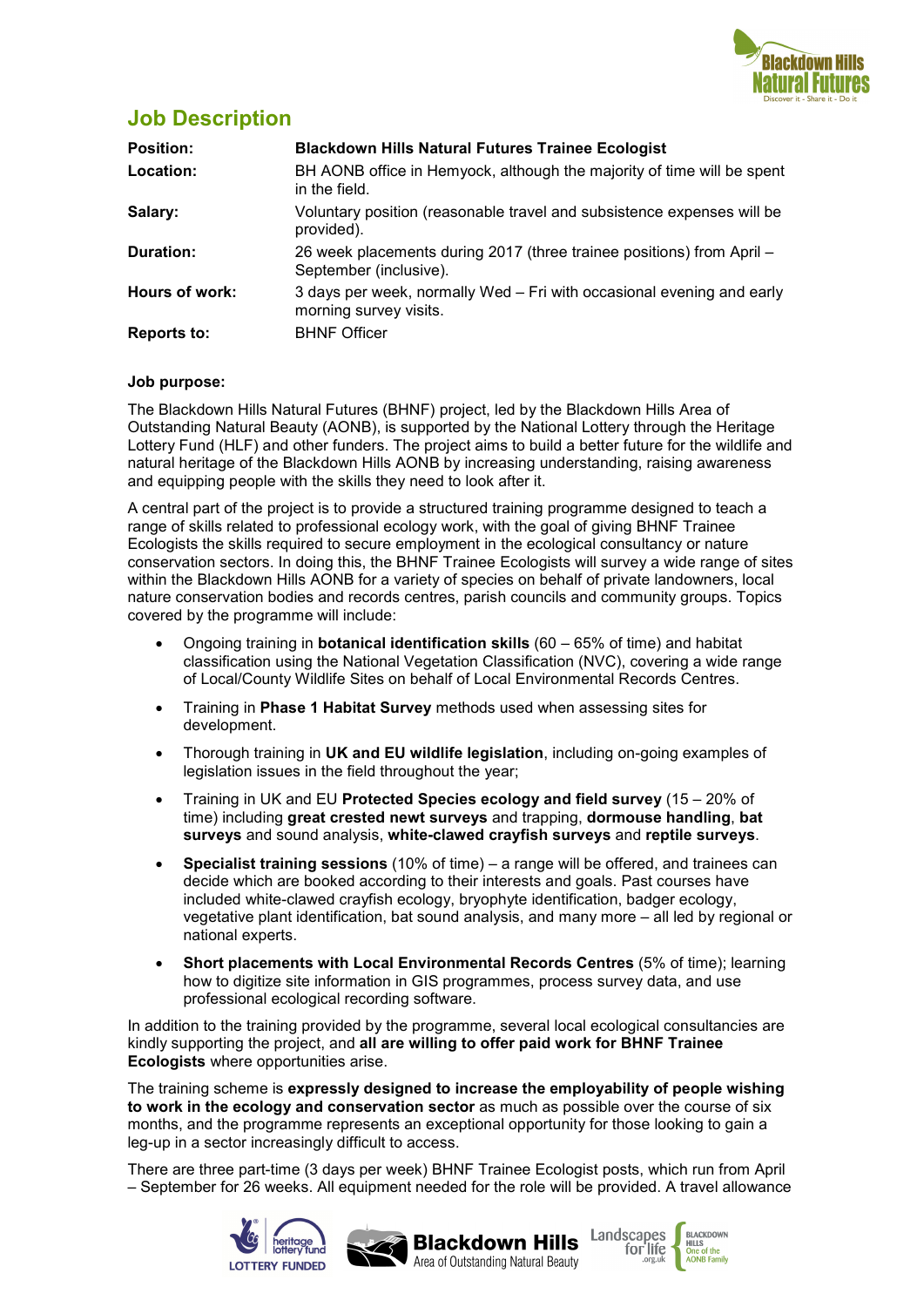# Job Description

| | |
|---|---|
| **Position:** | **Blackdown Hills Natural Futures Trainee Ecologist** |
| **Location:** | BH AONB office in Hemyock, although the majority of time will be spent in the field. |
| **Salary:** | Voluntary position (reasonable travel and subsistence expenses will be provided). |
| **Duration:** | 26 week placements during 2017 (three trainee positions) from April – September (inclusive). |
| **Hours of work:** | 3 days per week, normally Wed – Fri with occasional evening and early morning survey visits. |
| **Reports to:** | BHNF Officer |

**Job purpose:**

The Blackdown Hills Natural Futures (BHNF) project, led by the Blackdown Hills Area of Outstanding Natural Beauty (AONB), is supported by the National Lottery through the Heritage Lottery Fund (HLF) and other funders. The project aims to build a better future for the wildlife and natural heritage of the Blackdown Hills AONB by increasing understanding, raising awareness and equipping people with the skills they need to look after it.

A central part of the project is to provide a structured training programme designed to teach a range of skills related to professional ecology work, with the goal of giving BHNF Trainee Ecologists the skills required to secure employment in the ecological consultancy or nature conservation sectors. In doing this, the BHNF Trainee Ecologists will survey a wide range of sites within the Blackdown Hills AONB for a variety of species on behalf of private landowners, local nature conservation bodies and records centres, parish councils and community groups. Topics covered by the programme will include:

- Ongoing training in **botanical identification skills** (60 – 65% of time) and habitat classification using the National Vegetation Classification (NVC), covering a wide range of Local/County Wildlife Sites on behalf of Local Environmental Records Centres.
- Training in **Phase 1 Habitat Survey** methods used when assessing sites for development.
- Thorough training in **UK and EU wildlife legislation**, including on-going examples of legislation issues in the field throughout the year;
- Training in UK and EU **Protected Species ecology and field survey** (15 – 20% of time) including **great crested newt surveys** and trapping, **dormouse handling**, **bat surveys** and sound analysis, **white-clawed crayfish surveys** and **reptile surveys**.
- **Specialist training sessions** (10% of time) – a range will be offered, and trainees can decide which are booked according to their interests and goals. Past courses have included white-clawed crayfish ecology, bryophyte identification, badger ecology, vegetative plant identification, bat sound analysis, and many more – all led by regional or national experts.
- **Short placements with Local Environmental Records Centres** (5% of time); learning how to digitize site information in GIS programmes, process survey data, and use professional ecological recording software.

In addition to the training provided by the programme, several local ecological consultancies are kindly supporting the project, and **all are willing to offer paid work for BHNF Trainee Ecologists** where opportunities arise.

The training scheme is **expressly designed to increase the employability of people wishing to work in the ecology and conservation sector** as much as possible over the course of six months, and the programme represents an exceptional opportunity for those looking to gain a leg-up in a sector increasingly difficult to access.

There are three part-time (3 days per week) BHNF Trainee Ecologist posts, which run from April – September for 26 weeks. All equipment needed for the role will be provided. A travel allowance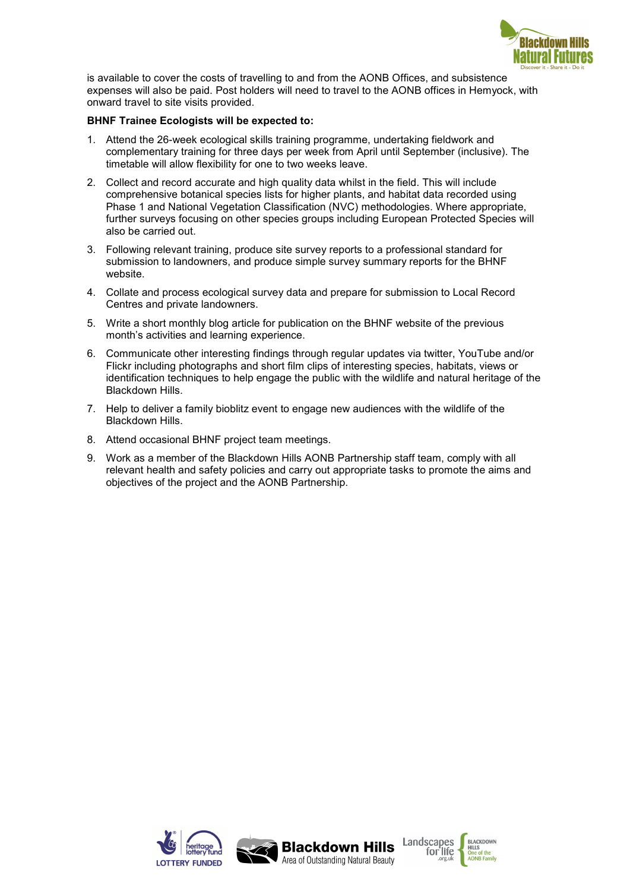is available to cover the costs of travelling to and from the AONB Offices, and subsistence expenses will also be paid. Post holders will need to travel to the AONB offices in Hemyock, with onward travel to site visits provided.

**BHNF Trainee Ecologists will be expected to:**

1. Attend the 26-week ecological skills training programme, undertaking fieldwork and complementary training for three days per week from April until September (inclusive). The timetable will allow flexibility for one to two weeks leave.
2. Collect and record accurate and high quality data whilst in the field. This will include comprehensive botanical species lists for higher plants, and habitat data recorded using Phase 1 and National Vegetation Classification (NVC) methodologies. Where appropriate, further surveys focusing on other species groups including European Protected Species will also be carried out.
3. Following relevant training, produce site survey reports to a professional standard for submission to landowners, and produce simple survey summary reports for the BHNF website.
4. Collate and process ecological survey data and prepare for submission to Local Record Centres and private landowners.
5. Write a short monthly blog article for publication on the BHNF website of the previous month's activities and learning experience.
6. Communicate other interesting findings through regular updates via twitter, YouTube and/or Flickr including photographs and short film clips of interesting species, habitats, views or identification techniques to help engage the public with the wildlife and natural heritage of the Blackdown Hills.
7. Help to deliver a family bioblitz event to engage new audiences with the wildlife of the Blackdown Hills.
8. Attend occasional BHNF project team meetings.
9. Work as a member of the Blackdown Hills AONB Partnership staff team, comply with all relevant health and safety policies and carry out appropriate tasks to promote the aims and objectives of the project and the AONB Partnership.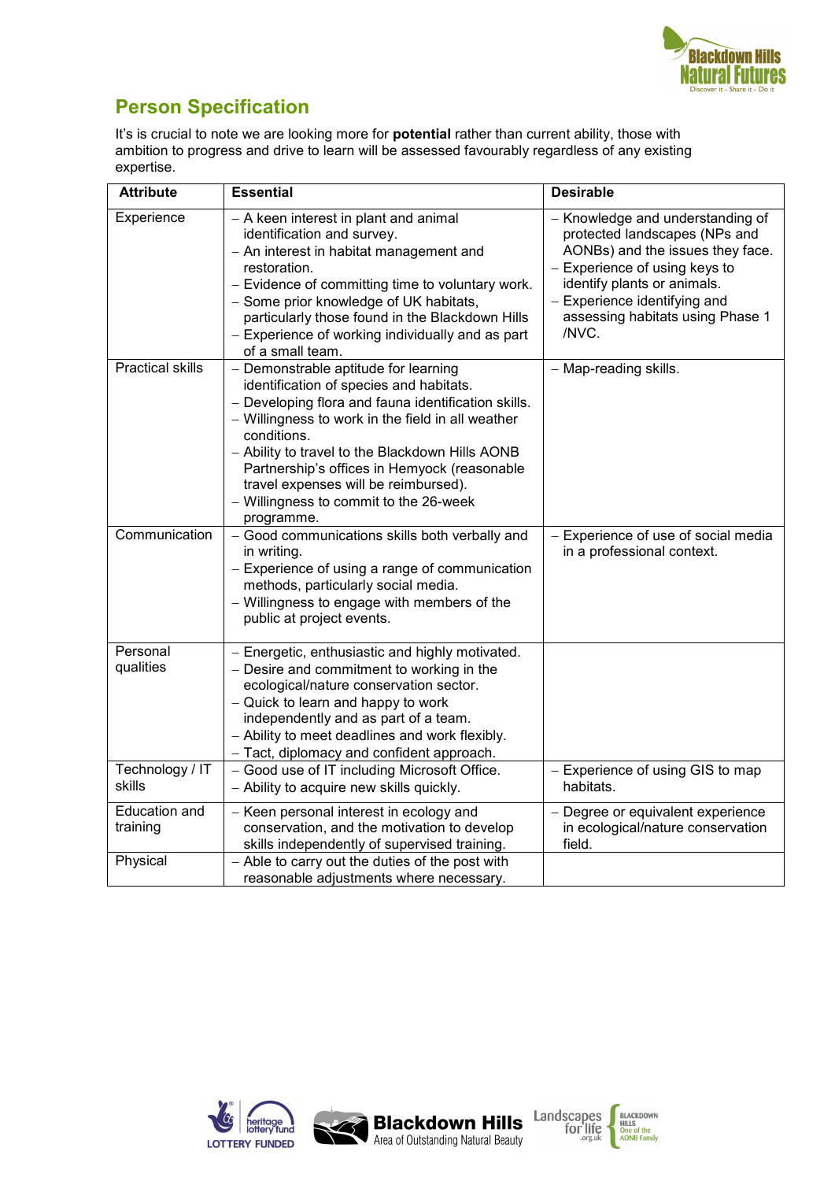## Person Specification

It's is crucial to note we are looking more for **potential** rather than current ability, those with ambition to progress and drive to learn will be assessed favourably regardless of any existing expertise.

| Attribute | Essential | Desirable |
|---|---|---|
| Experience | – A keen interest in plant and animal identification and survey.<br>– An interest in habitat management and restoration.<br>– Evidence of committing time to voluntary work.<br>– Some prior knowledge of UK habitats, particularly those found in the Blackdown Hills<br>– Experience of working individually and as part of a small team. | – Knowledge and understanding of protected landscapes (NPs and AONBs) and the issues they face.<br>– Experience of using keys to identify plants or animals.<br>– Experience identifying and assessing habitats using Phase 1 /NVC. |
| Practical skills | – Demonstrable aptitude for learning identification of species and habitats.<br>– Developing flora and fauna identification skills.<br>– Willingness to work in the field in all weather conditions.<br>– Ability to travel to the Blackdown Hills AONB Partnership's offices in Hemyock (reasonable travel expenses will be reimbursed).<br>– Willingness to commit to the 26-week programme. | – Map-reading skills. |
| Communication | – Good communications skills both verbally and in writing.<br>– Experience of using a range of communication methods, particularly social media.<br>– Willingness to engage with members of the public at project events. | – Experience of use of social media in a professional context. |
| Personal qualities | – Energetic, enthusiastic and highly motivated.<br>– Desire and commitment to working in the ecological/nature conservation sector.<br>– Quick to learn and happy to work independently and as part of a team.<br>– Ability to meet deadlines and work flexibly.<br>– Tact, diplomacy and confident approach. | |
| Technology / IT skills | – Good use of IT including Microsoft Office.<br>– Ability to acquire new skills quickly. | – Experience of using GIS to map habitats. |
| Education and training | – Keen personal interest in ecology and conservation, and the motivation to develop skills independently of supervised training. | – Degree or equivalent experience in ecological/nature conservation field. |
| Physical | – Able to carry out the duties of the post with reasonable adjustments where necessary. | |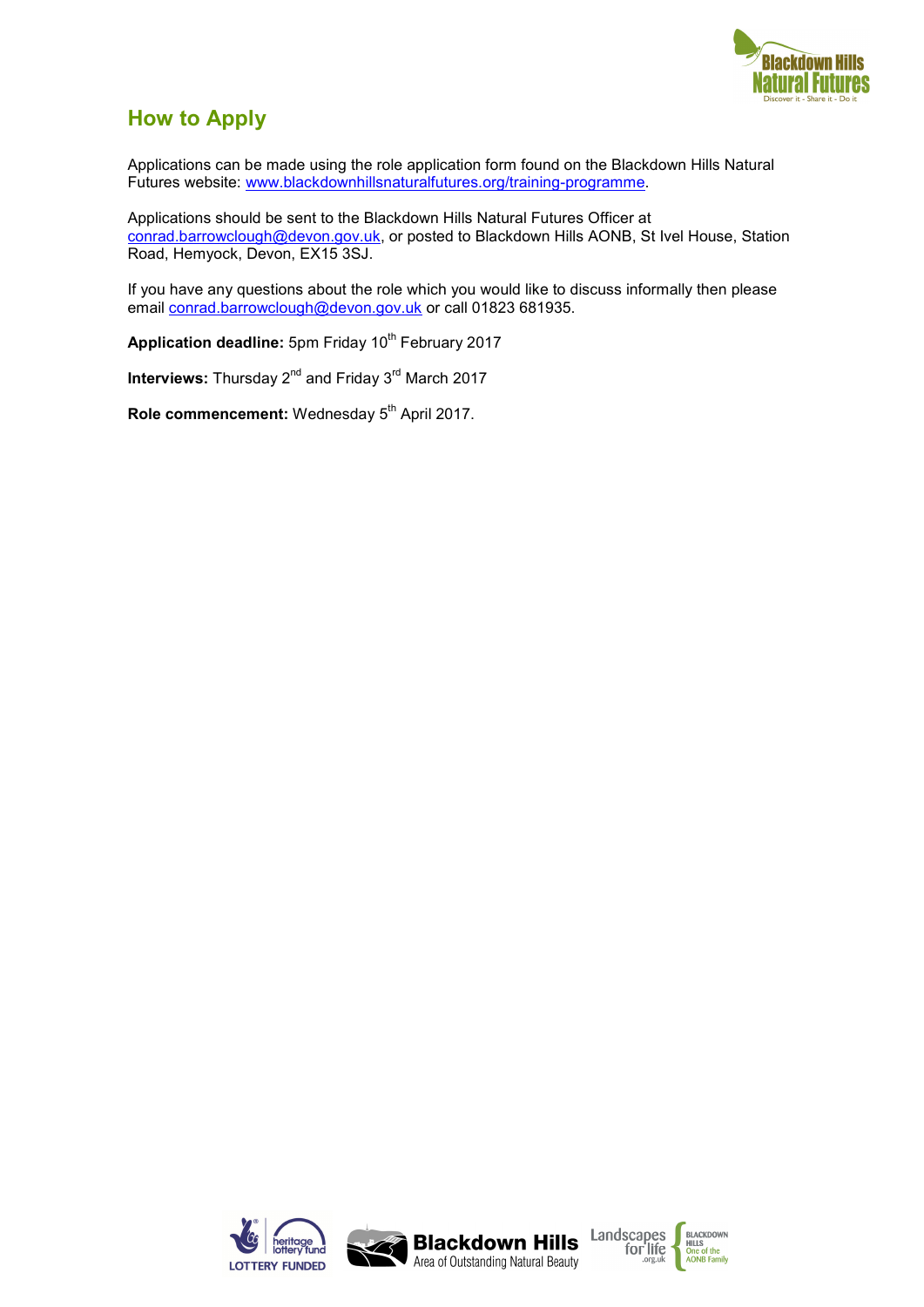## How to Apply

Applications can be made using the role application form found on the Blackdown Hills Natural Futures website: www.blackdownhillsnaturalfutures.org/training-programme.

Applications should be sent to the Blackdown Hills Natural Futures Officer at conrad.barrowclough@devon.gov.uk, or posted to Blackdown Hills AONB, St Ivel House, Station Road, Hemyock, Devon, EX15 3SJ.

If you have any questions about the role which you would like to discuss informally then please email conrad.barrowclough@devon.gov.uk or call 01823 681935.

**Application deadline:** 5pm Friday 10th February 2017

**Interviews:** Thursday 2nd and Friday 3rd March 2017

**Role commencement:** Wednesday 5th April 2017.